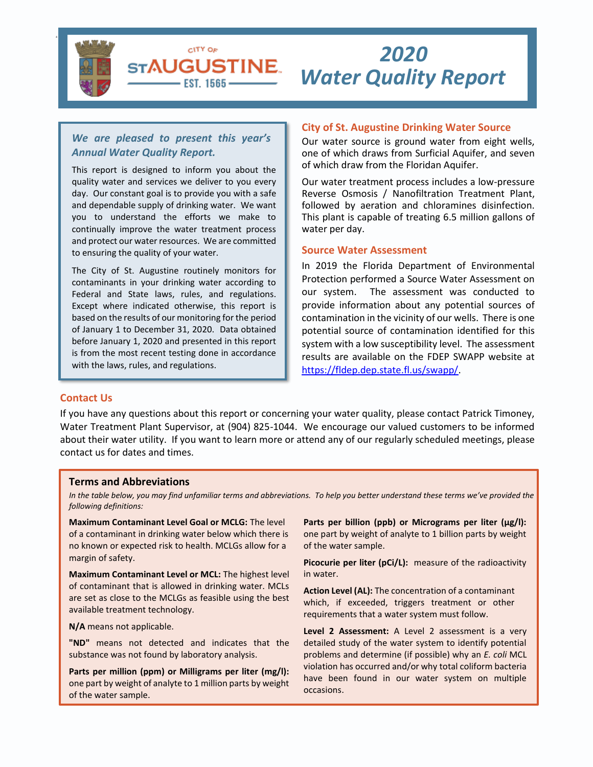# 2020 Water Quality Report

City of St. Augustine — Est. 1565

***We are pleased to present this year's Annual Water Quality Report.***

This report is designed to inform you about the quality water and services we deliver to you every day. Our constant goal is to provide you with a safe and dependable supply of drinking water. We want you to understand the efforts we make to continually improve the water treatment process and protect our water resources. We are committed to ensuring the quality of your water.

The City of St. Augustine routinely monitors for contaminants in your drinking water according to Federal and State laws, rules, and regulations. Except where indicated otherwise, this report is based on the results of our monitoring for the period of January 1 to December 31, 2020. Data obtained before January 1, 2020 and presented in this report is from the most recent testing done in accordance with the laws, rules, and regulations.

## City of St. Augustine Drinking Water Source

Our water source is ground water from eight wells, one of which draws from Surficial Aquifer, and seven of which draw from the Floridan Aquifer.

Our water treatment process includes a low-pressure Reverse Osmosis / Nanofiltration Treatment Plant, followed by aeration and chloramines disinfection. This plant is capable of treating 6.5 million gallons of water per day.

## Source Water Assessment

In 2019 the Florida Department of Environmental Protection performed a Source Water Assessment on our system. The assessment was conducted to provide information about any potential sources of contamination in the vicinity of our wells. There is one potential source of contamination identified for this system with a low susceptibility level. The assessment results are available on the FDEP SWAPP website at https://fldep.dep.state.fl.us/swapp/.

## Contact Us

If you have any questions about this report or concerning your water quality, please contact Patrick Timoney, Water Treatment Plant Supervisor, at (904) 825-1044. We encourage our valued customers to be informed about their water utility. If you want to learn more or attend any of our regularly scheduled meetings, please contact us for dates and times.

## Terms and Abbreviations

*In the table below, you may find unfamiliar terms and abbreviations. To help you better understand these terms we've provided the following definitions:*

**Maximum Contaminant Level Goal or MCLG:** The level of a contaminant in drinking water below which there is no known or expected risk to health. MCLGs allow for a margin of safety.

**Maximum Contaminant Level or MCL:** The highest level of contaminant that is allowed in drinking water. MCLs are set as close to the MCLGs as feasible using the best available treatment technology.

**N/A** means not applicable.

**"ND"** means not detected and indicates that the substance was not found by laboratory analysis.

**Parts per million (ppm) or Milligrams per liter (mg/l):** one part by weight of analyte to 1 million parts by weight of the water sample.

**Parts per billion (ppb) or Micrograms per liter (µg/l):** one part by weight of analyte to 1 billion parts by weight of the water sample.

**Picocurie per liter (pCi/L):** measure of the radioactivity in water.

**Action Level (AL):** The concentration of a contaminant which, if exceeded, triggers treatment or other requirements that a water system must follow.

**Level 2 Assessment:** A Level 2 assessment is a very detailed study of the water system to identify potential problems and determine (if possible) why an *E. coli* MCL violation has occurred and/or why total coliform bacteria have been found in our water system on multiple occasions.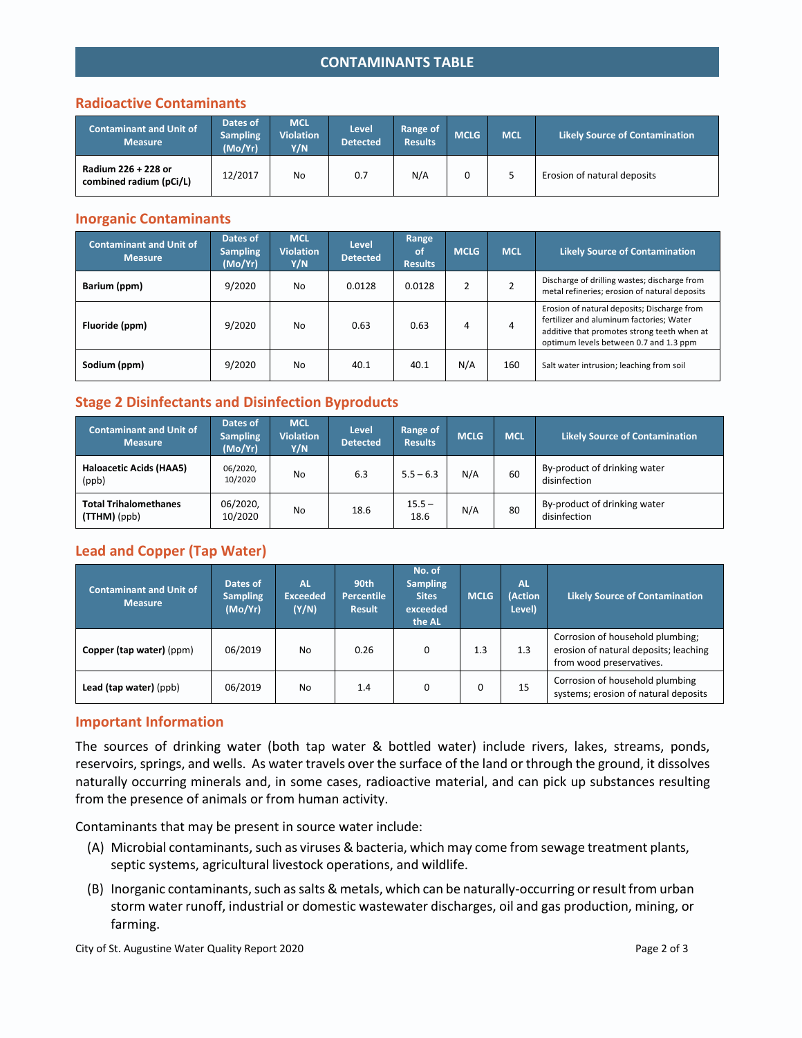# CONTAINTS TABLE

## Radioactive Contaminants

| Contaminant and Unit of Measure | Dates of Sampling (Mo/Yr) | MCL Violation Y/N | Level Detected | Range of Results | MCLG | MCL | Likely Source of Contamination |
|---|---|---|---|---|---|---|---|
| **Radium 226 + 228 or combined radium (pCi/L)** | 12/2017 | No | 0.7 | N/A | 0 | 5 | Erosion of natural deposits |

## Inorganic Contaminants

| Contaminant and Unit of Measure | Dates of Sampling (Mo/Yr) | MCL Violation Y/N | Level Detected | Range of Results | MCLG | MCL | Likely Source of Contamination |
|---|---|---|---|---|---|---|---|
| **Barium (ppm)** | 9/2020 | No | 0.0128 | 0.0128 | 2 | 2 | Discharge of drilling wastes; discharge from metal refineries; erosion of natural deposits |
| **Fluoride (ppm)** | 9/2020 | No | 0.63 | 0.63 | 4 | 4 | Erosion of natural deposits; Discharge from fertilizer and aluminum factories; Water additive that promotes strong teeth when at optimum levels between 0.7 and 1.3 ppm |
| **Sodium (ppm)** | 9/2020 | No | 40.1 | 40.1 | N/A | 160 | Salt water intrusion; leaching from soil |

## Stage 2 Disinfectants and Disinfection Byproducts

| Contaminant and Unit of Measure | Dates of Sampling (Mo/Yr) | MCL Violation Y/N | Level Detected | Range of Results | MCLG | MCL | Likely Source of Contamination |
|---|---|---|---|---|---|---|---|
| **Haloacetic Acids (HAA5)** (ppb) | 06/2020, 10/2020 | No | 6.3 | 5.5 – 6.3 | N/A | 60 | By-product of drinking water disinfection |
| **Total Trihalomethanes (TTHM)** (ppb) | 06/2020, 10/2020 | No | 18.6 | 15.5 – 18.6 | N/A | 80 | By-product of drinking water disinfection |

## Lead and Copper (Tap Water)

| Contaminant and Unit of Measure | Dates of Sampling (Mo/Yr) | AL Exceeded (Y/N) | 90th Percentile Result | No. of Sampling Sites exceeded the AL | MCLG | AL (Action Level) | Likely Source of Contamination |
|---|---|---|---|---|---|---|---|
| **Copper (tap water)** (ppm) | 06/2019 | No | 0.26 | 0 | 1.3 | 1.3 | Corrosion of household plumbing; erosion of natural deposits; leaching from wood preservatives. |
| **Lead (tap water)** (ppb) | 06/2019 | No | 1.4 | 0 | 0 | 15 | Corrosion of household plumbing systems; erosion of natural deposits |

## Important Information

The sources of drinking water (both tap water & bottled water) include rivers, lakes, streams, ponds, reservoirs, springs, and wells. As water travels over the surface of the land or through the ground, it dissolves naturally occurring minerals and, in some cases, radioactive material, and can pick up substances resulting from the presence of animals or from human activity.

Contaminants that may be present in source water include:

(A) Microbial contaminants, such as viruses & bacteria, which may come from sewage treatment plants, septic systems, agricultural livestock operations, and wildlife.

(B) Inorganic contaminants, such as salts & metals, which can be naturally-occurring or result from urban storm water runoff, industrial or domestic wastewater discharges, oil and gas production, mining, or farming.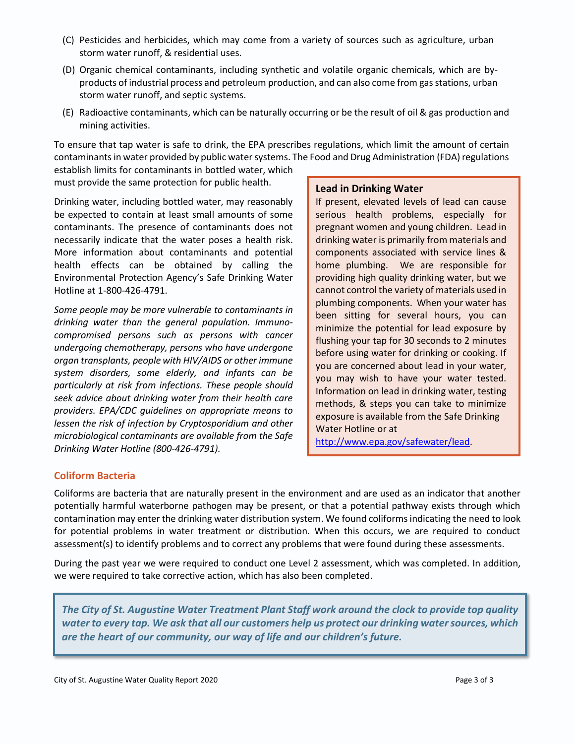(C) Pesticides and herbicides, which may come from a variety of sources such as agriculture, urban storm water runoff, & residential uses.

(D) Organic chemical contaminants, including synthetic and volatile organic chemicals, which are by-products of industrial process and petroleum production, and can also come from gas stations, urban storm water runoff, and septic systems.

(E) Radioactive contaminants, which can be naturally occurring or be the result of oil & gas production and mining activities.

To ensure that tap water is safe to drink, the EPA prescribes regulations, which limit the amount of certain contaminants in water provided by public water systems. The Food and Drug Administration (FDA) regulations establish limits for contaminants in bottled water, which must provide the same protection for public health.

Drinking water, including bottled water, may reasonably be expected to contain at least small amounts of some contaminants. The presence of contaminants does not necessarily indicate that the water poses a health risk. More information about contaminants and potential health effects can be obtained by calling the Environmental Protection Agency's Safe Drinking Water Hotline at 1-800-426-4791.

*Some people may be more vulnerable to contaminants in drinking water than the general population. Immuno-compromised persons such as persons with cancer undergoing chemotherapy, persons who have undergone organ transplants, people with HIV/AIDS or other immune system disorders, some elderly, and infants can be particularly at risk from infections. These people should seek advice about drinking water from their health care providers. EPA/CDC guidelines on appropriate means to lessen the risk of infection by Cryptosporidium and other microbiological contaminants are available from the Safe Drinking Water Hotline (800-426-4791).*

**Lead in Drinking Water**

If present, elevated levels of lead can cause serious health problems, especially for pregnant women and young children. Lead in drinking water is primarily from materials and components associated with service lines & home plumbing. We are responsible for providing high quality drinking water, but we cannot control the variety of materials used in plumbing components. When your water has been sitting for several hours, you can minimize the potential for lead exposure by flushing your tap for 30 seconds to 2 minutes before using water for drinking or cooking. If you are concerned about lead in your water, you may wish to have your water tested. Information on lead in drinking water, testing methods, & steps you can take to minimize exposure is available from the Safe Drinking Water Hotline or at http://www.epa.gov/safewater/lead.

## Coliform Bacteria

Coliforms are bacteria that are naturally present in the environment and are used as an indicator that another potentially harmful waterborne pathogen may be present, or that a potential pathway exists through which contamination may enter the drinking water distribution system. We found coliforms indicating the need to look for potential problems in water treatment or distribution. When this occurs, we are required to conduct assessment(s) to identify problems and to correct any problems that were found during these assessments.

During the past year we were required to conduct one Level 2 assessment, which was completed. In addition, we were required to take corrective action, which has also been completed.

***The City of St. Augustine Water Treatment Plant Staff work around the clock to provide top quality water to every tap. We ask that all our customers help us protect our drinking water sources, which are the heart of our community, our way of life and our children's future.***